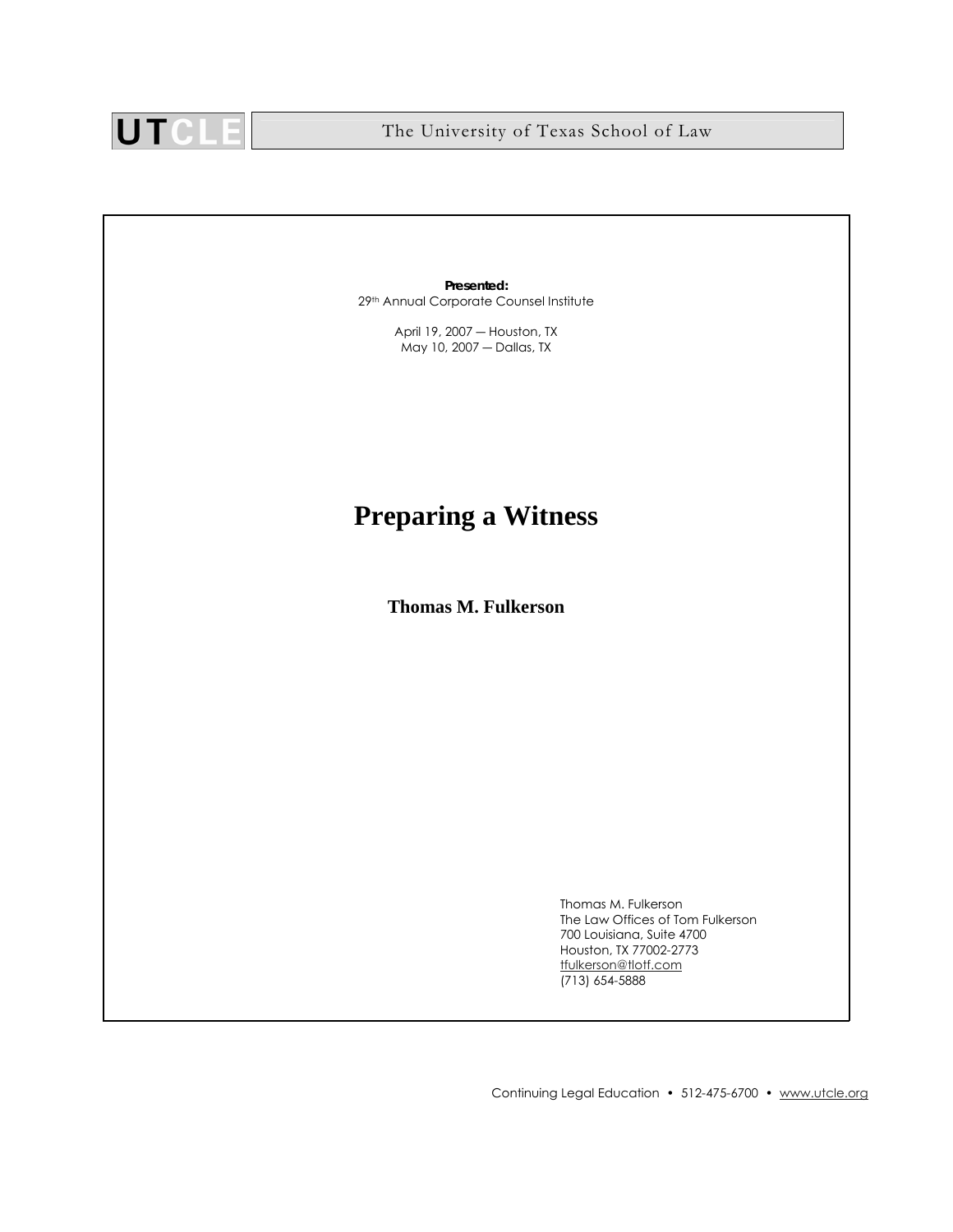UTCLE The University of Texas School of Law

**Presented:**
29th Annual Corporate Counsel Institute

April 19, 2007 — Houston, TX
May 10, 2007 — Dallas, TX

# Preparing a Witness

**Thomas M. Fulkerson**

Thomas M. Fulkerson
The Law Offices of Tom Fulkerson
700 Louisiana, Suite 4700
Houston, TX 77002-2773
tfulkerson@tlotf.com
(713) 654-5888

Continuing Legal Education • 512-475-6700 • www.utcle.org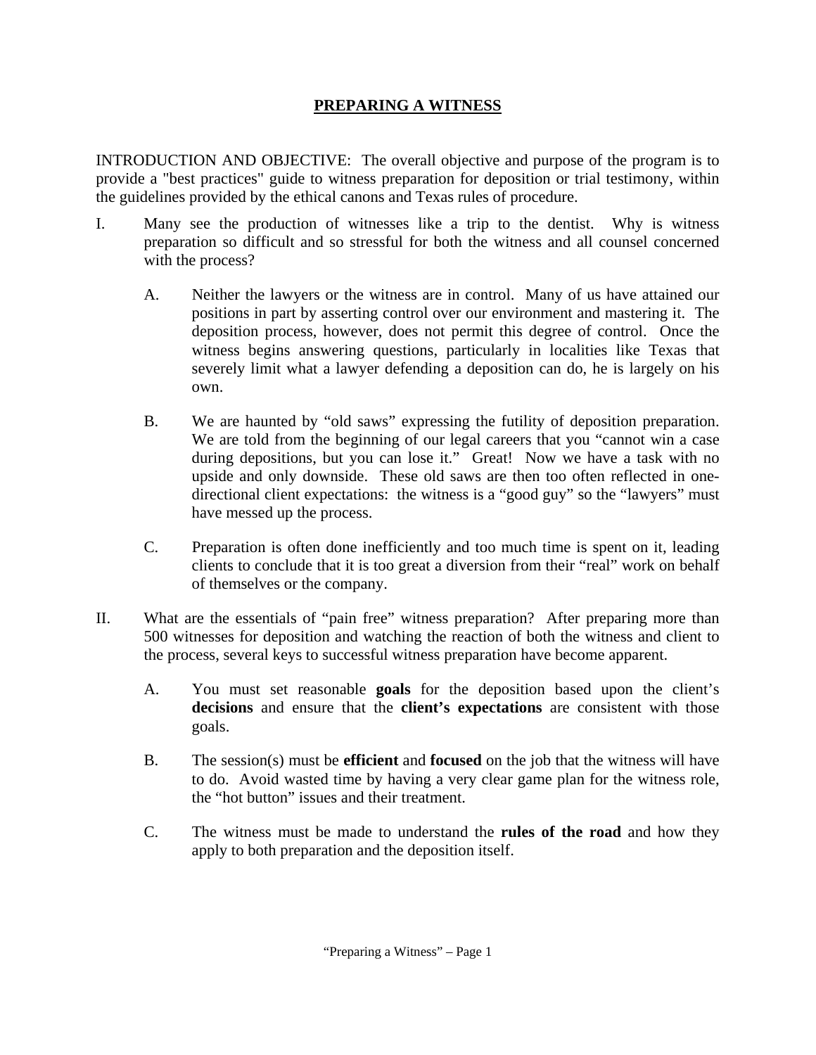# PREPARING A WITNESS

INTRODUCTION AND OBJECTIVE: The overall objective and purpose of the program is to provide a "best practices" guide to witness preparation for deposition or trial testimony, within the guidelines provided by the ethical canons and Texas rules of procedure.

I. Many see the production of witnesses like a trip to the dentist. Why is witness preparation so difficult and so stressful for both the witness and all counsel concerned with the process?

   A. Neither the lawyers or the witness are in control. Many of us have attained our positions in part by asserting control over our environment and mastering it. The deposition process, however, does not permit this degree of control. Once the witness begins answering questions, particularly in localities like Texas that severely limit what a lawyer defending a deposition can do, he is largely on his own.

   B. We are haunted by "old saws" expressing the futility of deposition preparation. We are told from the beginning of our legal careers that you "cannot win a case during depositions, but you can lose it." Great! Now we have a task with no upside and only downside. These old saws are then too often reflected in one-directional client expectations: the witness is a "good guy" so the "lawyers" must have messed up the process.

   C. Preparation is often done inefficiently and too much time is spent on it, leading clients to conclude that it is too great a diversion from their "real" work on behalf of themselves or the company.

II. What are the essentials of "pain free" witness preparation? After preparing more than 500 witnesses for deposition and watching the reaction of both the witness and client to the process, several keys to successful witness preparation have become apparent.

   A. You must set reasonable **goals** for the deposition based upon the client's **decisions** and ensure that the **client's expectations** are consistent with those goals.

   B. The session(s) must be **efficient** and **focused** on the job that the witness will have to do. Avoid wasted time by having a very clear game plan for the witness role, the "hot button" issues and their treatment.

   C. The witness must be made to understand the **rules of the road** and how they apply to both preparation and the deposition itself.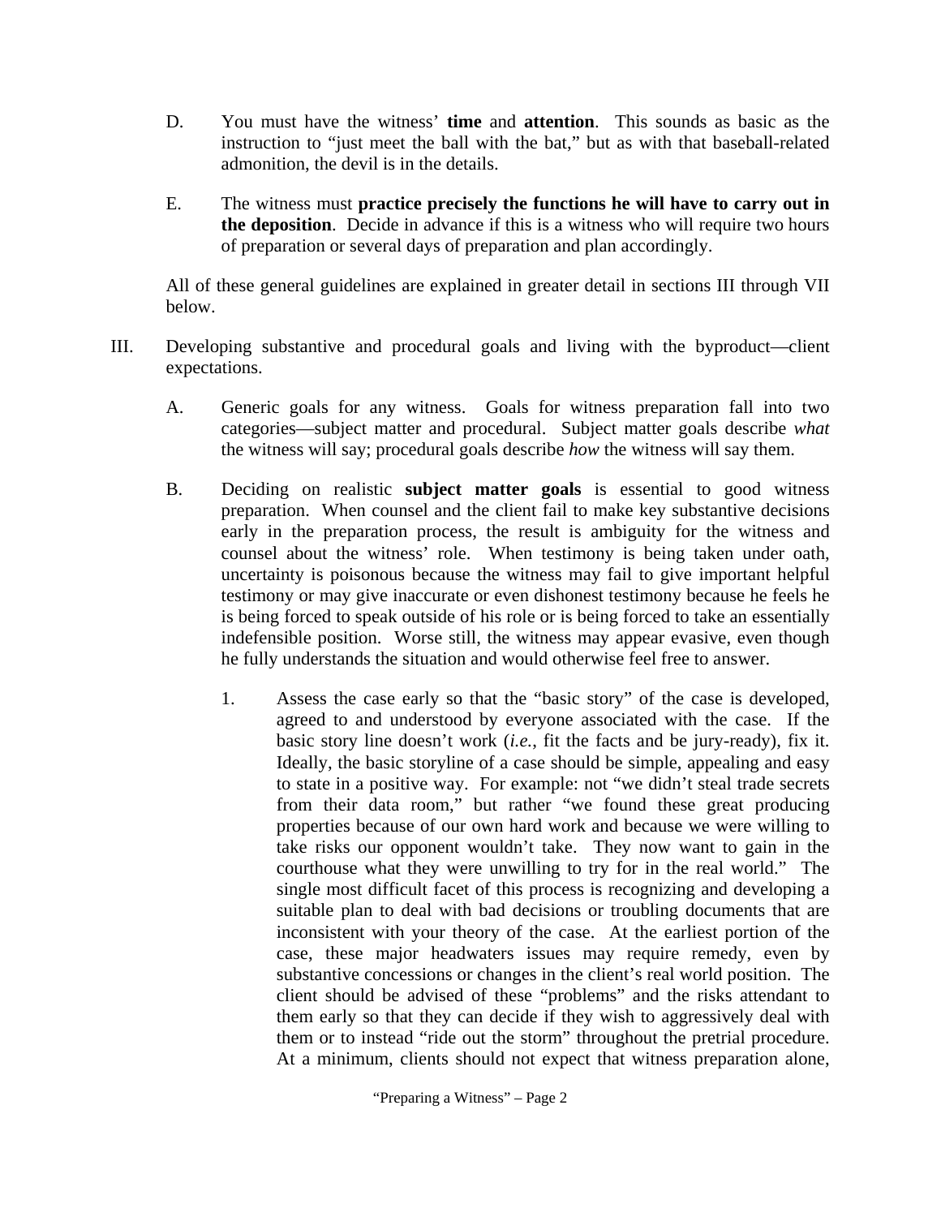D. You must have the witness' **time** and **attention**. This sounds as basic as the instruction to "just meet the ball with the bat," but as with that baseball-related admonition, the devil is in the details.

E. The witness must **practice precisely the functions he will have to carry out in the deposition**. Decide in advance if this is a witness who will require two hours of preparation or several days of preparation and plan accordingly.

All of these general guidelines are explained in greater detail in sections III through VII below.

III. Developing substantive and procedural goals and living with the byproduct—client expectations.

A. Generic goals for any witness. Goals for witness preparation fall into two categories—subject matter and procedural. Subject matter goals describe *what* the witness will say; procedural goals describe *how* the witness will say them.

B. Deciding on realistic **subject matter goals** is essential to good witness preparation. When counsel and the client fail to make key substantive decisions early in the preparation process, the result is ambiguity for the witness and counsel about the witness' role. When testimony is being taken under oath, uncertainty is poisonous because the witness may fail to give important helpful testimony or may give inaccurate or even dishonest testimony because he feels he is being forced to speak outside of his role or is being forced to take an essentially indefensible position. Worse still, the witness may appear evasive, even though he fully understands the situation and would otherwise feel free to answer.

1. Assess the case early so that the "basic story" of the case is developed, agreed to and understood by everyone associated with the case. If the basic story line doesn't work (*i.e.*, fit the facts and be jury-ready), fix it. Ideally, the basic storyline of a case should be simple, appealing and easy to state in a positive way. For example: not "we didn't steal trade secrets from their data room," but rather "we found these great producing properties because of our own hard work and because we were willing to take risks our opponent wouldn't take. They now want to gain in the courthouse what they were unwilling to try for in the real world." The single most difficult facet of this process is recognizing and developing a suitable plan to deal with bad decisions or troubling documents that are inconsistent with your theory of the case. At the earliest portion of the case, these major headwaters issues may require remedy, even by substantive concessions or changes in the client's real world position. The client should be advised of these "problems" and the risks attendant to them early so that they can decide if they wish to aggressively deal with them or to instead "ride out the storm" throughout the pretrial procedure. At a minimum, clients should not expect that witness preparation alone,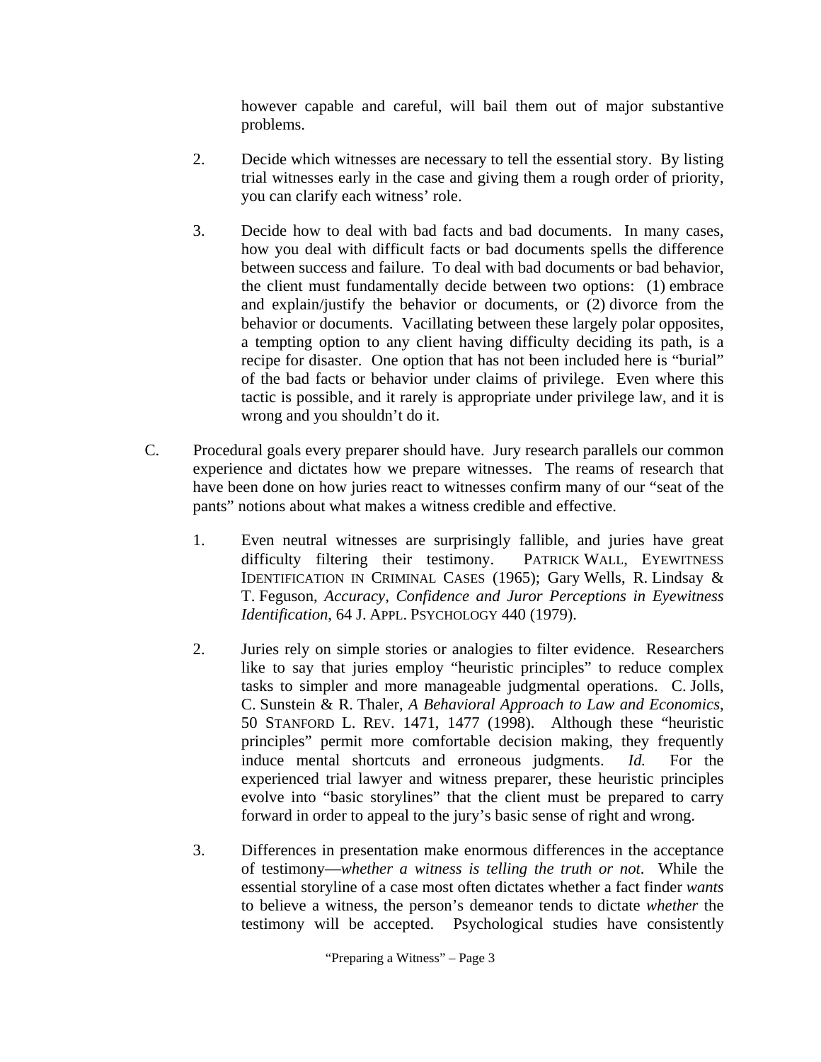however capable and careful, will bail them out of major substantive problems.

2. Decide which witnesses are necessary to tell the essential story. By listing trial witnesses early in the case and giving them a rough order of priority, you can clarify each witness' role.

3. Decide how to deal with bad facts and bad documents. In many cases, how you deal with difficult facts or bad documents spells the difference between success and failure. To deal with bad documents or bad behavior, the client must fundamentally decide between two options: (1) embrace and explain/justify the behavior or documents, or (2) divorce from the behavior or documents. Vacillating between these largely polar opposites, a tempting option to any client having difficulty deciding its path, is a recipe for disaster. One option that has not been included here is "burial" of the bad facts or behavior under claims of privilege. Even where this tactic is possible, and it rarely is appropriate under privilege law, and it is wrong and you shouldn't do it.

C. Procedural goals every preparer should have. Jury research parallels our common experience and dictates how we prepare witnesses. The reams of research that have been done on how juries react to witnesses confirm many of our "seat of the pants" notions about what makes a witness credible and effective.

1. Even neutral witnesses are surprisingly fallible, and juries have great difficulty filtering their testimony. PATRICK WALL, EYEWITNESS IDENTIFICATION IN CRIMINAL CASES (1965); Gary Wells, R. Lindsay & T. Feguson, *Accuracy, Confidence and Juror Perceptions in Eyewitness Identification*, 64 J. APPL. PSYCHOLOGY 440 (1979).

2. Juries rely on simple stories or analogies to filter evidence. Researchers like to say that juries employ "heuristic principles" to reduce complex tasks to simpler and more manageable judgmental operations. C. Jolls, C. Sunstein & R. Thaler, *A Behavioral Approach to Law and Economics*, 50 STANFORD L. REV. 1471, 1477 (1998). Although these "heuristic principles" permit more comfortable decision making, they frequently induce mental shortcuts and erroneous judgments. *Id.* For the experienced trial lawyer and witness preparer, these heuristic principles evolve into "basic storylines" that the client must be prepared to carry forward in order to appeal to the jury's basic sense of right and wrong.

3. Differences in presentation make enormous differences in the acceptance of testimony—*whether a witness is telling the truth or not*. While the essential storyline of a case most often dictates whether a fact finder *wants* to believe a witness, the person's demeanor tends to dictate *whether* the testimony will be accepted. Psychological studies have consistently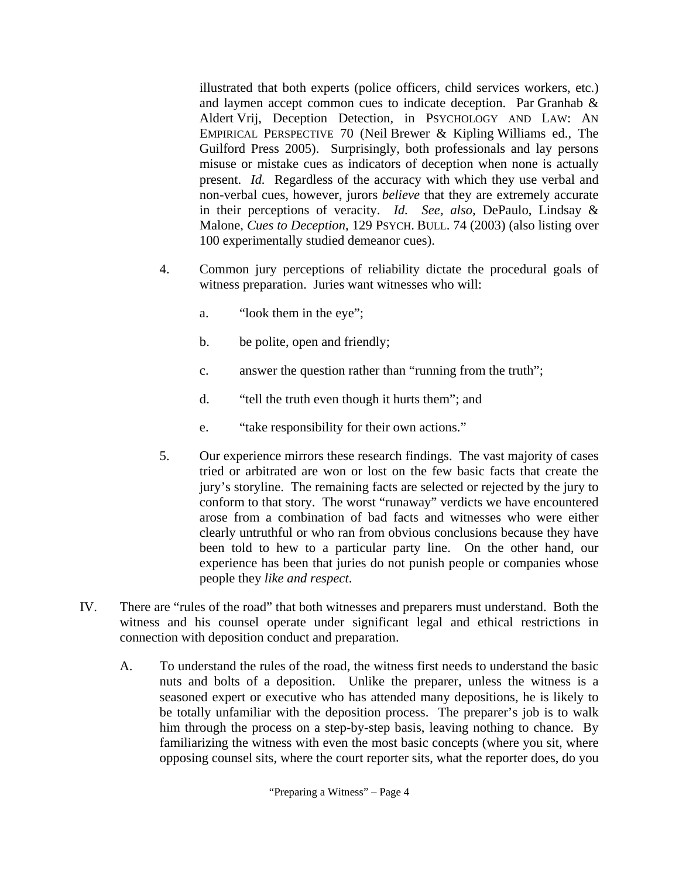illustrated that both experts (police officers, child services workers, etc.) and laymen accept common cues to indicate deception. Par Granhab & Aldert Vrij, Deception Detection, in PSYCHOLOGY AND LAW: AN EMPIRICAL PERSPECTIVE 70 (Neil Brewer & Kipling Williams ed., The Guilford Press 2005). Surprisingly, both professionals and lay persons misuse or mistake cues as indicators of deception when none is actually present. *Id.* Regardless of the accuracy with which they use verbal and non-verbal cues, however, jurors *believe* that they are extremely accurate in their perceptions of veracity. *Id. See, also*, DePaulo, Lindsay & Malone, *Cues to Deception*, 129 PSYCH. BULL. 74 (2003) (also listing over 100 experimentally studied demeanor cues).

4. Common jury perceptions of reliability dictate the procedural goals of witness preparation. Juries want witnesses who will:

   a. "look them in the eye";

   b. be polite, open and friendly;

   c. answer the question rather than "running from the truth";

   d. "tell the truth even though it hurts them"; and

   e. "take responsibility for their own actions."

5. Our experience mirrors these research findings. The vast majority of cases tried or arbitrated are won or lost on the few basic facts that create the jury's storyline. The remaining facts are selected or rejected by the jury to conform to that story. The worst "runaway" verdicts we have encountered arose from a combination of bad facts and witnesses who were either clearly untruthful or who ran from obvious conclusions because they have been told to hew to a particular party line. On the other hand, our experience has been that juries do not punish people or companies whose people they *like and respect*.

IV. There are "rules of the road" that both witnesses and preparers must understand. Both the witness and his counsel operate under significant legal and ethical restrictions in connection with deposition conduct and preparation.

   A. To understand the rules of the road, the witness first needs to understand the basic nuts and bolts of a deposition. Unlike the preparer, unless the witness is a seasoned expert or executive who has attended many depositions, he is likely to be totally unfamiliar with the deposition process. The preparer's job is to walk him through the process on a step-by-step basis, leaving nothing to chance. By familiarizing the witness with even the most basic concepts (where you sit, where opposing counsel sits, where the court reporter sits, what the reporter does, do you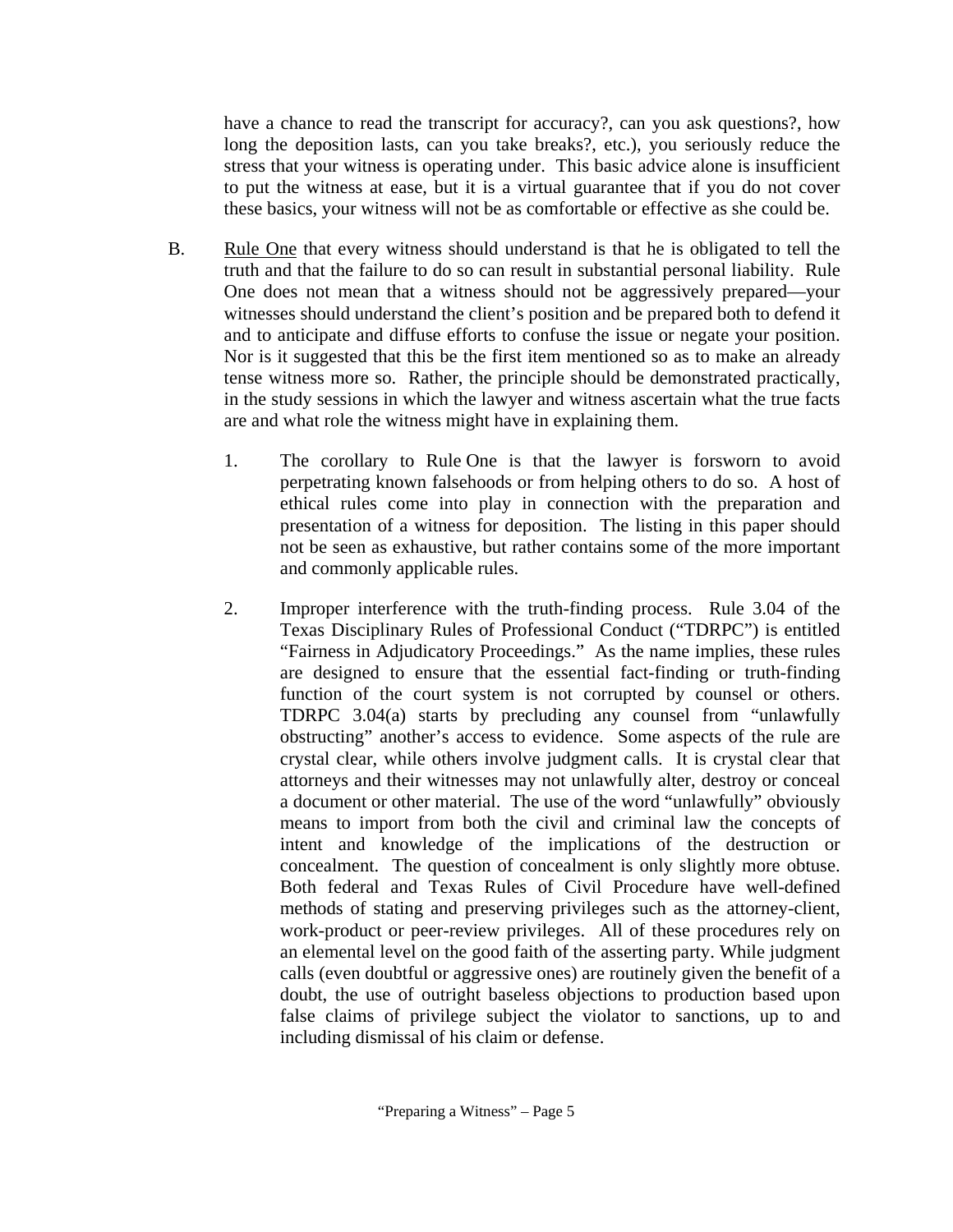have a chance to read the transcript for accuracy?, can you ask questions?, how long the deposition lasts, can you take breaks?, etc.), you seriously reduce the stress that your witness is operating under. This basic advice alone is insufficient to put the witness at ease, but it is a virtual guarantee that if you do not cover these basics, your witness will not be as comfortable or effective as she could be.

B. Rule One that every witness should understand is that he is obligated to tell the truth and that the failure to do so can result in substantial personal liability. Rule One does not mean that a witness should not be aggressively prepared—your witnesses should understand the client's position and be prepared both to defend it and to anticipate and diffuse efforts to confuse the issue or negate your position. Nor is it suggested that this be the first item mentioned so as to make an already tense witness more so. Rather, the principle should be demonstrated practically, in the study sessions in which the lawyer and witness ascertain what the true facts are and what role the witness might have in explaining them.

1. The corollary to Rule One is that the lawyer is forsworn to avoid perpetrating known falsehoods or from helping others to do so. A host of ethical rules come into play in connection with the preparation and presentation of a witness for deposition. The listing in this paper should not be seen as exhaustive, but rather contains some of the more important and commonly applicable rules.

2. Improper interference with the truth-finding process. Rule 3.04 of the Texas Disciplinary Rules of Professional Conduct ("TDRPC") is entitled "Fairness in Adjudicatory Proceedings." As the name implies, these rules are designed to ensure that the essential fact-finding or truth-finding function of the court system is not corrupted by counsel or others. TDRPC 3.04(a) starts by precluding any counsel from "unlawfully obstructing" another's access to evidence. Some aspects of the rule are crystal clear, while others involve judgment calls. It is crystal clear that attorneys and their witnesses may not unlawfully alter, destroy or conceal a document or other material. The use of the word "unlawfully" obviously means to import from both the civil and criminal law the concepts of intent and knowledge of the implications of the destruction or concealment. The question of concealment is only slightly more obtuse. Both federal and Texas Rules of Civil Procedure have well-defined methods of stating and preserving privileges such as the attorney-client, work-product or peer-review privileges. All of these procedures rely on an elemental level on the good faith of the asserting party. While judgment calls (even doubtful or aggressive ones) are routinely given the benefit of a doubt, the use of outright baseless objections to production based upon false claims of privilege subject the violator to sanctions, up to and including dismissal of his claim or defense.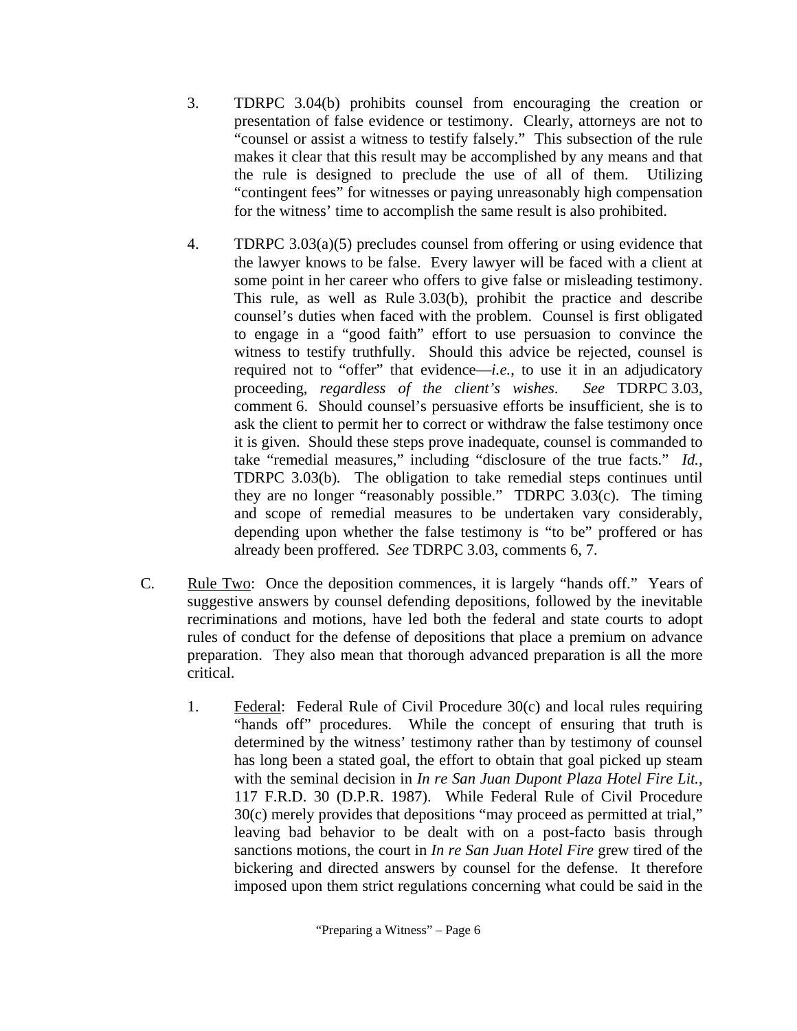3. TDRPC 3.04(b) prohibits counsel from encouraging the creation or presentation of false evidence or testimony. Clearly, attorneys are not to "counsel or assist a witness to testify falsely." This subsection of the rule makes it clear that this result may be accomplished by any means and that the rule is designed to preclude the use of all of them. Utilizing "contingent fees" for witnesses or paying unreasonably high compensation for the witness' time to accomplish the same result is also prohibited.

4. TDRPC 3.03(a)(5) precludes counsel from offering or using evidence that the lawyer knows to be false. Every lawyer will be faced with a client at some point in her career who offers to give false or misleading testimony. This rule, as well as Rule 3.03(b), prohibit the practice and describe counsel's duties when faced with the problem. Counsel is first obligated to engage in a "good faith" effort to use persuasion to convince the witness to testify truthfully. Should this advice be rejected, counsel is required not to "offer" that evidence—*i.e.*, to use it in an adjudicatory proceeding, *regardless of the client's wishes*. *See* TDRPC 3.03, comment 6. Should counsel's persuasive efforts be insufficient, she is to ask the client to permit her to correct or withdraw the false testimony once it is given. Should these steps prove inadequate, counsel is commanded to take "remedial measures," including "disclosure of the true facts." *Id.*, TDRPC 3.03(b). The obligation to take remedial steps continues until they are no longer "reasonably possible." TDRPC 3.03(c). The timing and scope of remedial measures to be undertaken vary considerably, depending upon whether the false testimony is "to be" proffered or has already been proffered. *See* TDRPC 3.03, comments 6, 7.

C. Rule Two: Once the deposition commences, it is largely "hands off." Years of suggestive answers by counsel defending depositions, followed by the inevitable recriminations and motions, have led both the federal and state courts to adopt rules of conduct for the defense of depositions that place a premium on advance preparation. They also mean that thorough advanced preparation is all the more critical.

1. Federal: Federal Rule of Civil Procedure 30(c) and local rules requiring "hands off" procedures. While the concept of ensuring that truth is determined by the witness' testimony rather than by testimony of counsel has long been a stated goal, the effort to obtain that goal picked up steam with the seminal decision in *In re San Juan Dupont Plaza Hotel Fire Lit.*, 117 F.R.D. 30 (D.P.R. 1987). While Federal Rule of Civil Procedure 30(c) merely provides that depositions "may proceed as permitted at trial," leaving bad behavior to be dealt with on a post-facto basis through sanctions motions, the court in *In re San Juan Hotel Fire* grew tired of the bickering and directed answers by counsel for the defense. It therefore imposed upon them strict regulations concerning what could be said in the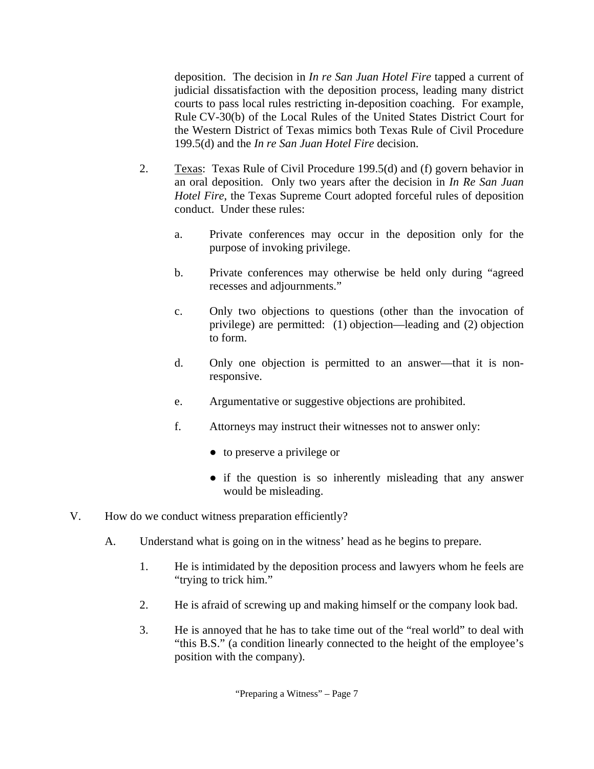deposition. The decision in *In re San Juan Hotel Fire* tapped a current of judicial dissatisfaction with the deposition process, leading many district courts to pass local rules restricting in-deposition coaching. For example, Rule CV-30(b) of the Local Rules of the United States District Court for the Western District of Texas mimics both Texas Rule of Civil Procedure 199.5(d) and the *In re San Juan Hotel Fire* decision.

2. <u>Texas</u>: Texas Rule of Civil Procedure 199.5(d) and (f) govern behavior in an oral deposition. Only two years after the decision in *In Re San Juan Hotel Fire*, the Texas Supreme Court adopted forceful rules of deposition conduct. Under these rules:

   a. Private conferences may occur in the deposition only for the purpose of invoking privilege.

   b. Private conferences may otherwise be held only during "agreed recesses and adjournments."

   c. Only two objections to questions (other than the invocation of privilege) are permitted: (1) objection—leading and (2) objection to form.

   d. Only one objection is permitted to an answer—that it is non-responsive.

   e. Argumentative or suggestive objections are prohibited.

   f. Attorneys may instruct their witnesses not to answer only:

      - to preserve a privilege or

      - if the question is so inherently misleading that any answer would be misleading.

V. How do we conduct witness preparation efficiently?

   A. Understand what is going on in the witness' head as he begins to prepare.

      1. He is intimidated by the deposition process and lawyers whom he feels are "trying to trick him."

      2. He is afraid of screwing up and making himself or the company look bad.

      3. He is annoyed that he has to take time out of the "real world" to deal with "this B.S." (a condition linearly connected to the height of the employee's position with the company).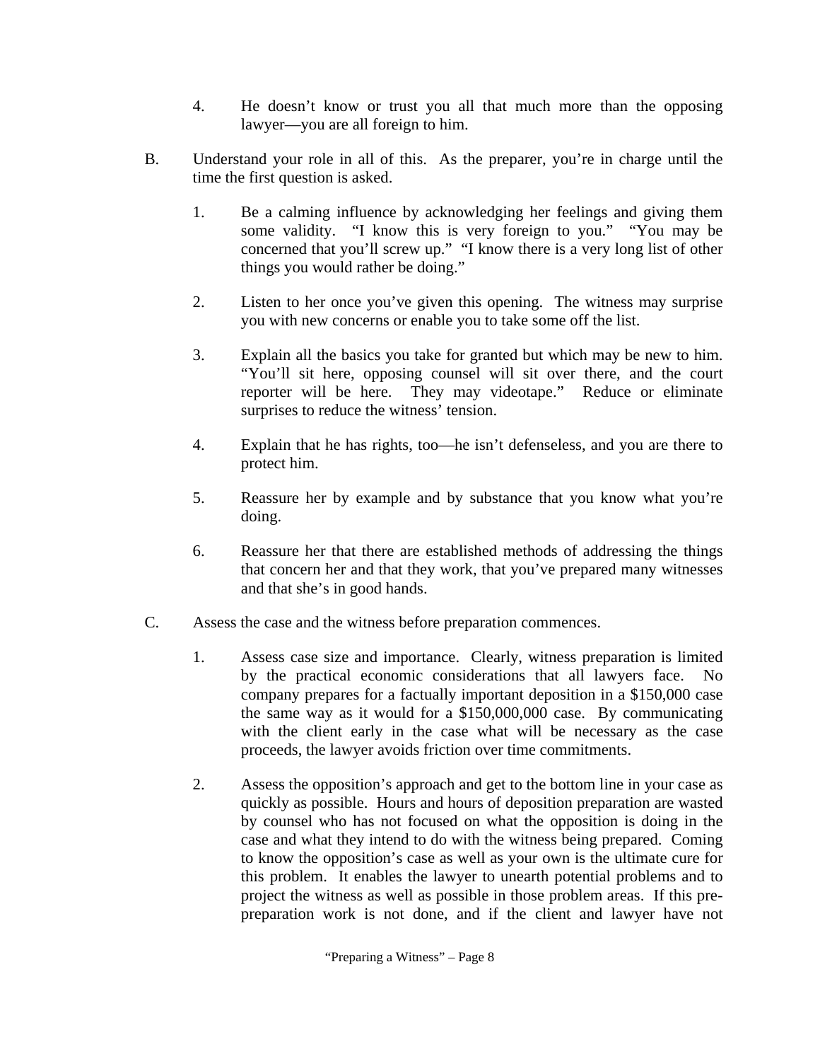4. He doesn't know or trust you all that much more than the opposing lawyer—you are all foreign to him.

B. Understand your role in all of this. As the preparer, you're in charge until the time the first question is asked.

 1. Be a calming influence by acknowledging her feelings and giving them some validity. "I know this is very foreign to you." "You may be concerned that you'll screw up." "I know there is a very long list of other things you would rather be doing."

 2. Listen to her once you've given this opening. The witness may surprise you with new concerns or enable you to take some off the list.

 3. Explain all the basics you take for granted but which may be new to him. "You'll sit here, opposing counsel will sit over there, and the court reporter will be here. They may videotape." Reduce or eliminate surprises to reduce the witness' tension.

 4. Explain that he has rights, too—he isn't defenseless, and you are there to protect him.

 5. Reassure her by example and by substance that you know what you're doing.

 6. Reassure her that there are established methods of addressing the things that concern her and that they work, that you've prepared many witnesses and that she's in good hands.

C. Assess the case and the witness before preparation commences.

 1. Assess case size and importance. Clearly, witness preparation is limited by the practical economic considerations that all lawyers face. No company prepares for a factually important deposition in a $150,000 case the same way as it would for a $150,000,000 case. By communicating with the client early in the case what will be necessary as the case proceeds, the lawyer avoids friction over time commitments.

 2. Assess the opposition's approach and get to the bottom line in your case as quickly as possible. Hours and hours of deposition preparation are wasted by counsel who has not focused on what the opposition is doing in the case and what they intend to do with the witness being prepared. Coming to know the opposition's case as well as your own is the ultimate cure for this problem. It enables the lawyer to unearth potential problems and to project the witness as well as possible in those problem areas. If this pre-preparation work is not done, and if the client and lawyer have not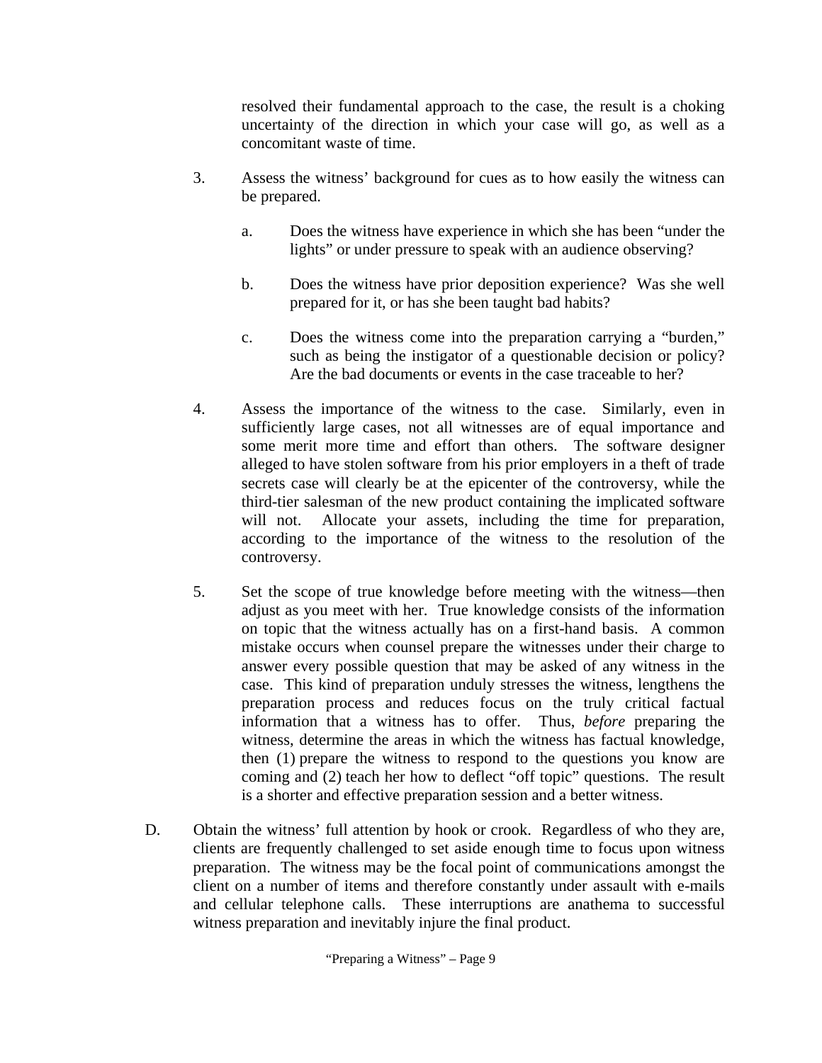resolved their fundamental approach to the case, the result is a choking uncertainty of the direction in which your case will go, as well as a concomitant waste of time.

3. Assess the witness' background for cues as to how easily the witness can be prepared.

   a. Does the witness have experience in which she has been "under the lights" or under pressure to speak with an audience observing?

   b. Does the witness have prior deposition experience? Was she well prepared for it, or has she been taught bad habits?

   c. Does the witness come into the preparation carrying a "burden," such as being the instigator of a questionable decision or policy? Are the bad documents or events in the case traceable to her?

4. Assess the importance of the witness to the case. Similarly, even in sufficiently large cases, not all witnesses are of equal importance and some merit more time and effort than others. The software designer alleged to have stolen software from his prior employers in a theft of trade secrets case will clearly be at the epicenter of the controversy, while the third-tier salesman of the new product containing the implicated software will not. Allocate your assets, including the time for preparation, according to the importance of the witness to the resolution of the controversy.

5. Set the scope of true knowledge before meeting with the witness—then adjust as you meet with her. True knowledge consists of the information on topic that the witness actually has on a first-hand basis. A common mistake occurs when counsel prepare the witnesses under their charge to answer every possible question that may be asked of any witness in the case. This kind of preparation unduly stresses the witness, lengthens the preparation process and reduces focus on the truly critical factual information that a witness has to offer. Thus, *before* preparing the witness, determine the areas in which the witness has factual knowledge, then (1) prepare the witness to respond to the questions you know are coming and (2) teach her how to deflect "off topic" questions. The result is a shorter and effective preparation session and a better witness.

D. Obtain the witness' full attention by hook or crook. Regardless of who they are, clients are frequently challenged to set aside enough time to focus upon witness preparation. The witness may be the focal point of communications amongst the client on a number of items and therefore constantly under assault with e-mails and cellular telephone calls. These interruptions are anathema to successful witness preparation and inevitably injure the final product.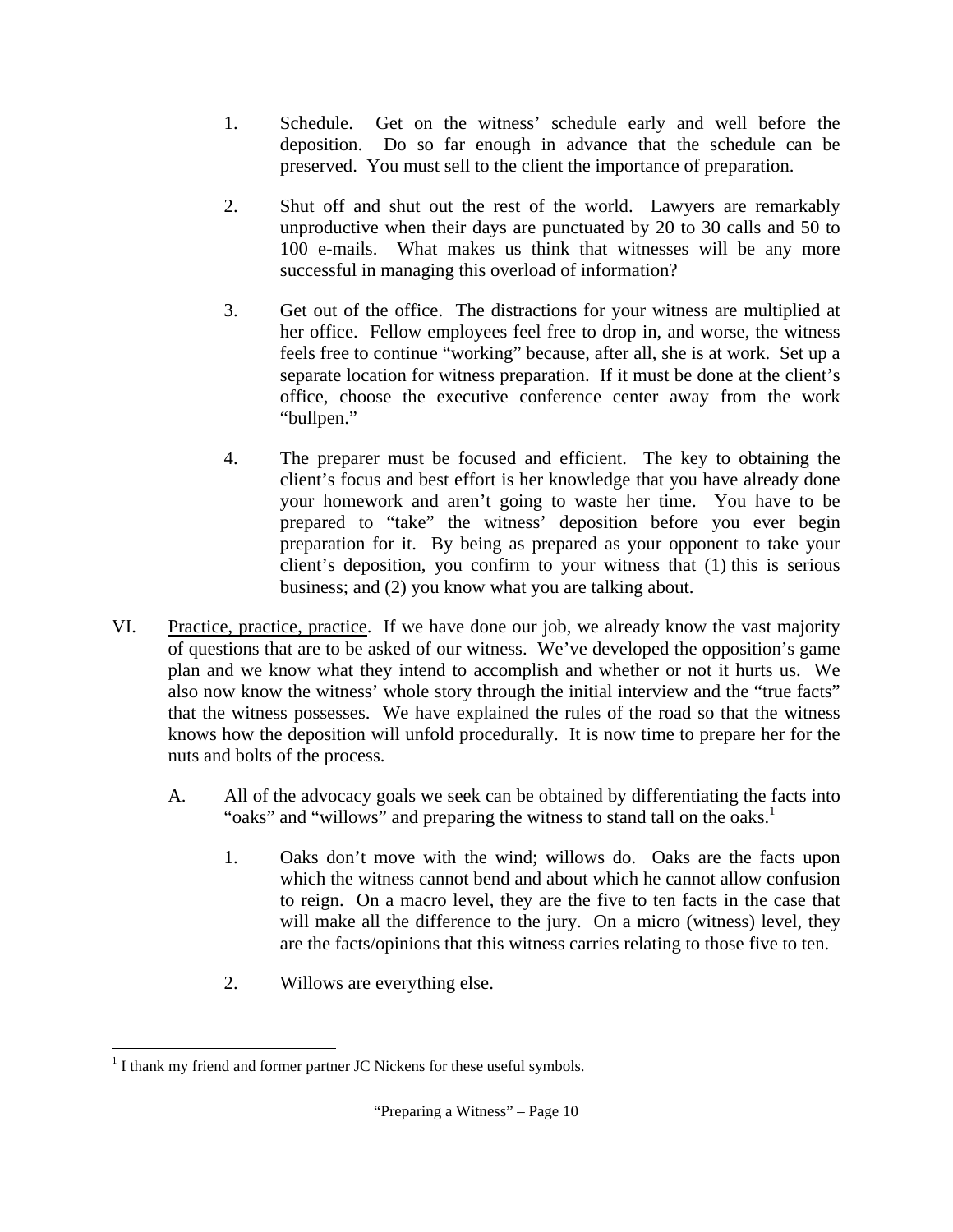1. Schedule. Get on the witness' schedule early and well before the deposition. Do so far enough in advance that the schedule can be preserved. You must sell to the client the importance of preparation.

2. Shut off and shut out the rest of the world. Lawyers are remarkably unproductive when their days are punctuated by 20 to 30 calls and 50 to 100 e-mails. What makes us think that witnesses will be any more successful in managing this overload of information?

3. Get out of the office. The distractions for your witness are multiplied at her office. Fellow employees feel free to drop in, and worse, the witness feels free to continue "working" because, after all, she is at work. Set up a separate location for witness preparation. If it must be done at the client's office, choose the executive conference center away from the work "bullpen."

4. The preparer must be focused and efficient. The key to obtaining the client's focus and best effort is her knowledge that you have already done your homework and aren't going to waste her time. You have to be prepared to "take" the witness' deposition before you ever begin preparation for it. By being as prepared as your opponent to take your client's deposition, you confirm to your witness that (1) this is serious business; and (2) you know what you are talking about.

VI. Practice, practice, practice. If we have done our job, we already know the vast majority of questions that are to be asked of our witness. We've developed the opposition's game plan and we know what they intend to accomplish and whether or not it hurts us. We also now know the witness' whole story through the initial interview and the "true facts" that the witness possesses. We have explained the rules of the road so that the witness knows how the deposition will unfold procedurally. It is now time to prepare her for the nuts and bolts of the process.

   A. All of the advocacy goals we seek can be obtained by differentiating the facts into "oaks" and "willows" and preparing the witness to stand tall on the oaks.[1]

      1. Oaks don't move with the wind; willows do. Oaks are the facts upon which the witness cannot bend and about which he cannot allow confusion to reign. On a macro level, they are the five to ten facts in the case that will make all the difference to the jury. On a micro (witness) level, they are the facts/opinions that this witness carries relating to those five to ten.

      2. Willows are everything else.

---

[1] I thank my friend and former partner JC Nickens for these useful symbols.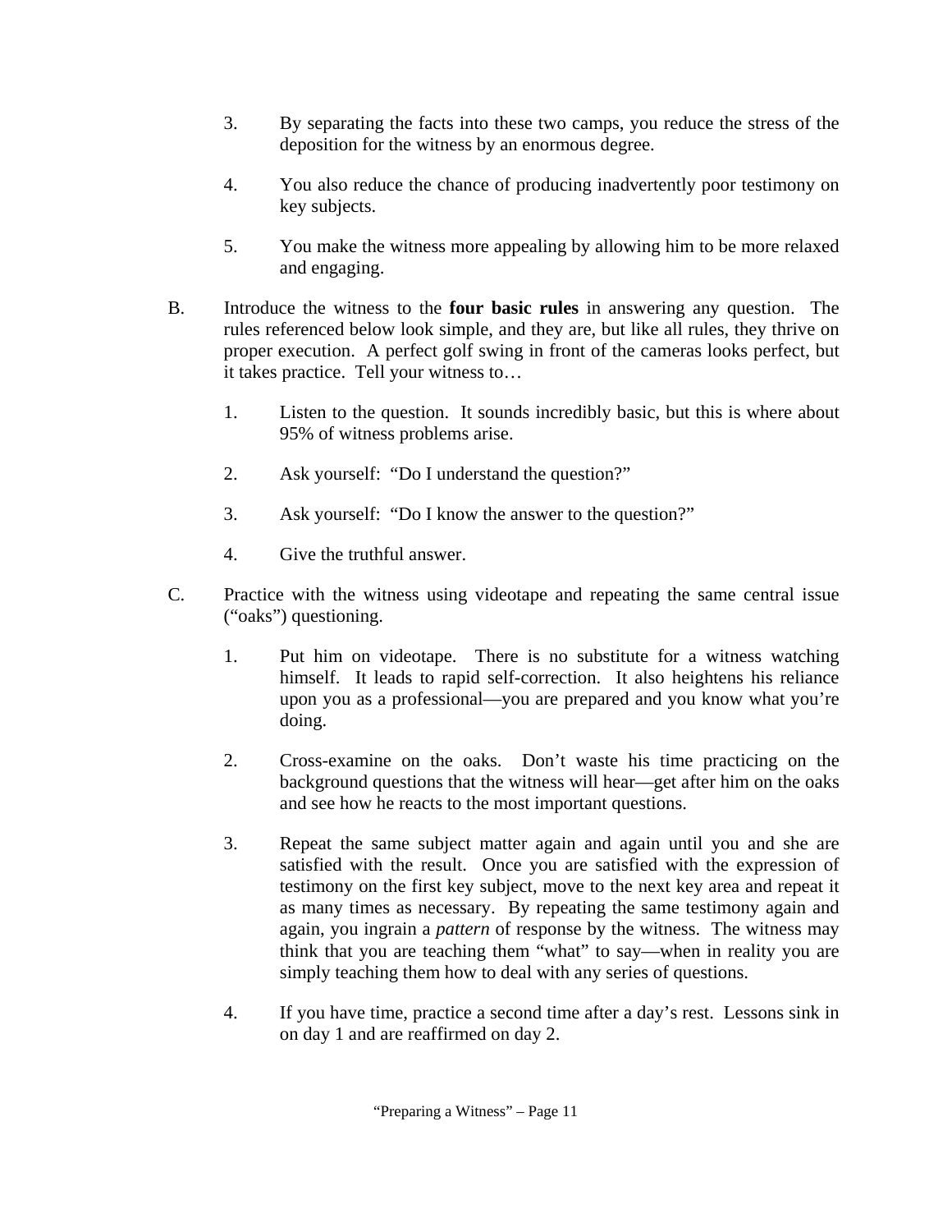3. By separating the facts into these two camps, you reduce the stress of the deposition for the witness by an enormous degree.

4. You also reduce the chance of producing inadvertently poor testimony on key subjects.

5. You make the witness more appealing by allowing him to be more relaxed and engaging.

B. Introduce the witness to the **four basic rules** in answering any question. The rules referenced below look simple, and they are, but like all rules, they thrive on proper execution. A perfect golf swing in front of the cameras looks perfect, but it takes practice. Tell your witness to…

   1. Listen to the question. It sounds incredibly basic, but this is where about 95% of witness problems arise.

   2. Ask yourself: "Do I understand the question?"

   3. Ask yourself: "Do I know the answer to the question?"

   4. Give the truthful answer.

C. Practice with the witness using videotape and repeating the same central issue ("oaks") questioning.

   1. Put him on videotape. There is no substitute for a witness watching himself. It leads to rapid self-correction. It also heightens his reliance upon you as a professional—you are prepared and you know what you're doing.

   2. Cross-examine on the oaks. Don't waste his time practicing on the background questions that the witness will hear—get after him on the oaks and see how he reacts to the most important questions.

   3. Repeat the same subject matter again and again until you and she are satisfied with the result. Once you are satisfied with the expression of testimony on the first key subject, move to the next key area and repeat it as many times as necessary. By repeating the same testimony again and again, you ingrain a *pattern* of response by the witness. The witness may think that you are teaching them "what" to say—when in reality you are simply teaching them how to deal with any series of questions.

   4. If you have time, practice a second time after a day's rest. Lessons sink in on day 1 and are reaffirmed on day 2.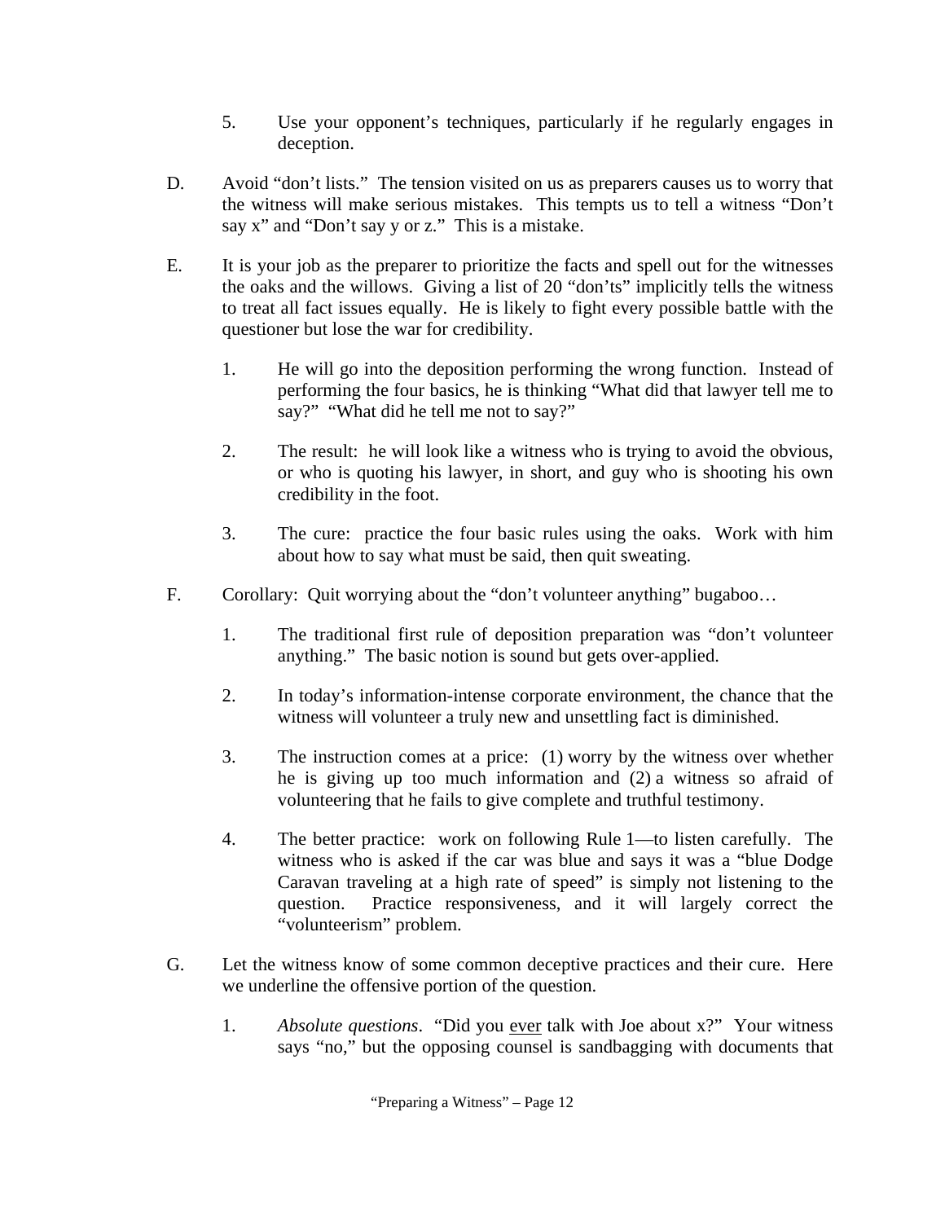5. Use your opponent's techniques, particularly if he regularly engages in deception.

D. Avoid "don't lists." The tension visited on us as preparers causes us to worry that the witness will make serious mistakes. This tempts us to tell a witness "Don't say x" and "Don't say y or z." This is a mistake.

E. It is your job as the preparer to prioritize the facts and spell out for the witnesses the oaks and the willows. Giving a list of 20 "don'ts" implicitly tells the witness to treat all fact issues equally. He is likely to fight every possible battle with the questioner but lose the war for credibility.

   1. He will go into the deposition performing the wrong function. Instead of performing the four basics, he is thinking "What did that lawyer tell me to say?" "What did he tell me not to say?"

   2. The result: he will look like a witness who is trying to avoid the obvious, or who is quoting his lawyer, in short, and guy who is shooting his own credibility in the foot.

   3. The cure: practice the four basic rules using the oaks. Work with him about how to say what must be said, then quit sweating.

F. Corollary: Quit worrying about the "don't volunteer anything" bugaboo…

   1. The traditional first rule of deposition preparation was "don't volunteer anything." The basic notion is sound but gets over-applied.

   2. In today's information-intense corporate environment, the chance that the witness will volunteer a truly new and unsettling fact is diminished.

   3. The instruction comes at a price: (1) worry by the witness over whether he is giving up too much information and (2) a witness so afraid of volunteering that he fails to give complete and truthful testimony.

   4. The better practice: work on following Rule 1—to listen carefully. The witness who is asked if the car was blue and says it was a "blue Dodge Caravan traveling at a high rate of speed" is simply not listening to the question. Practice responsiveness, and it will largely correct the "volunteerism" problem.

G. Let the witness know of some common deceptive practices and their cure. Here we underline the offensive portion of the question.

   1. *Absolute questions*. "Did you <u>ever</u> talk with Joe about x?" Your witness says "no," but the opposing counsel is sandbagging with documents that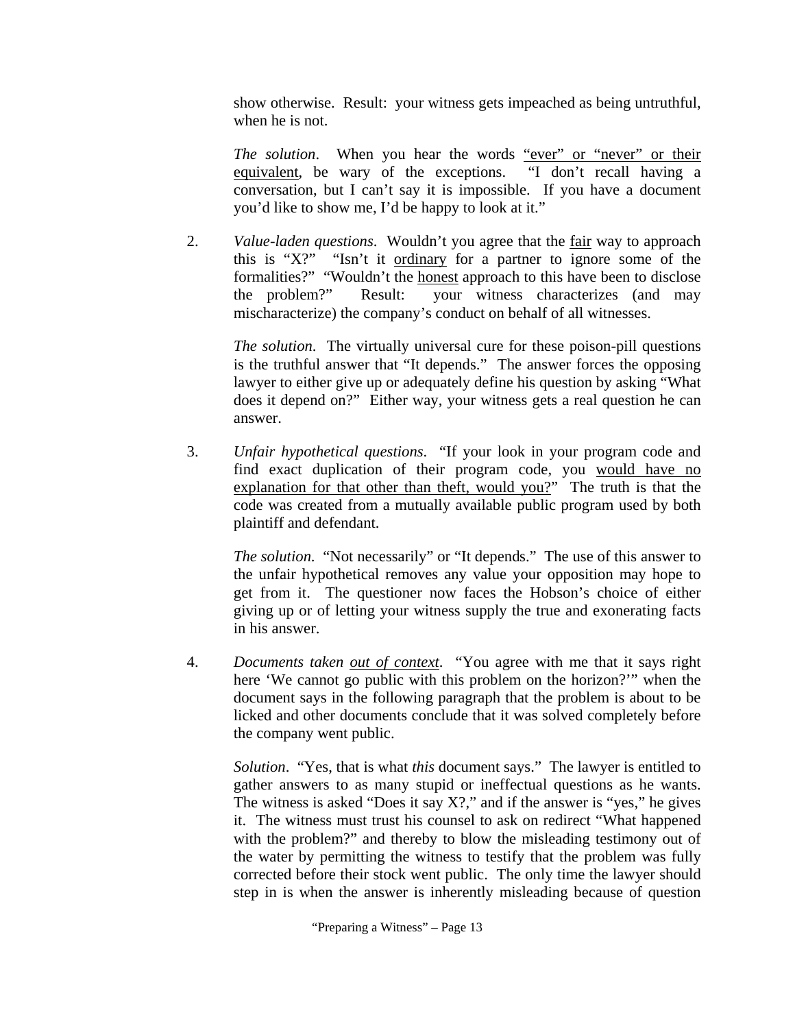show otherwise. Result: your witness gets impeached as being untruthful, when he is not.

*The solution*. When you hear the words "ever" or "never" or their equivalent, be wary of the exceptions. "I don't recall having a conversation, but I can't say it is impossible. If you have a document you'd like to show me, I'd be happy to look at it."

2. *Value-laden questions*. Wouldn't you agree that the fair way to approach this is "X?" "Isn't it ordinary for a partner to ignore some of the formalities?" "Wouldn't the honest approach to this have been to disclose the problem?" Result: your witness characterizes (and may mischaracterize) the company's conduct on behalf of all witnesses.

   *The solution*. The virtually universal cure for these poison-pill questions is the truthful answer that "It depends." The answer forces the opposing lawyer to either give up or adequately define his question by asking "What does it depend on?" Either way, your witness gets a real question he can answer.

3. *Unfair hypothetical questions*. "If your look in your program code and find exact duplication of their program code, you would have no explanation for that other than theft, would you?" The truth is that the code was created from a mutually available public program used by both plaintiff and defendant.

   *The solution*. "Not necessarily" or "It depends." The use of this answer to the unfair hypothetical removes any value your opposition may hope to get from it. The questioner now faces the Hobson's choice of either giving up or of letting your witness supply the true and exonerating facts in his answer.

4. *Documents taken out of context*. "You agree with me that it says right here 'We cannot go public with this problem on the horizon?'" when the document says in the following paragraph that the problem is about to be licked and other documents conclude that it was solved completely before the company went public.

   *Solution*. "Yes, that is what *this* document says." The lawyer is entitled to gather answers to as many stupid or ineffectual questions as he wants. The witness is asked "Does it say X?," and if the answer is "yes," he gives it. The witness must trust his counsel to ask on redirect "What happened with the problem?" and thereby to blow the misleading testimony out of the water by permitting the witness to testify that the problem was fully corrected before their stock went public. The only time the lawyer should step in is when the answer is inherently misleading because of question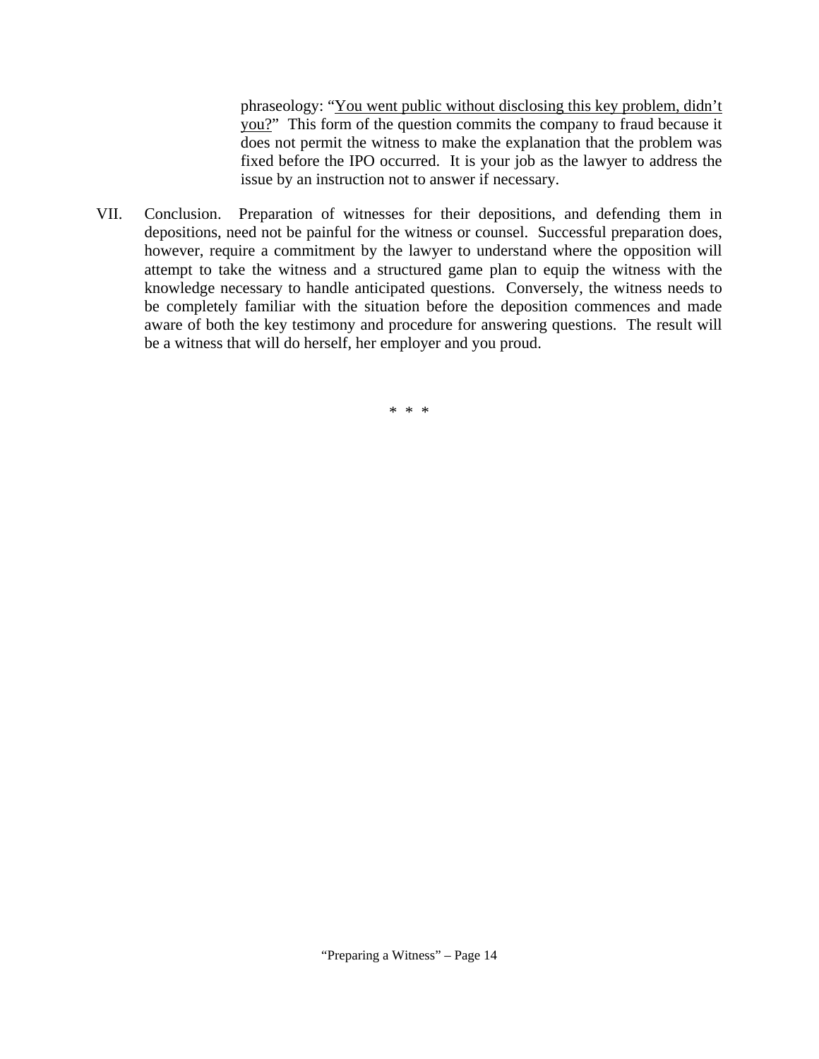phraseology: "<u>You went public without disclosing this key problem, didn't you?</u>" This form of the question commits the company to fraud because it does not permit the witness to make the explanation that the problem was fixed before the IPO occurred. It is your job as the lawyer to address the issue by an instruction not to answer if necessary.

VII. Conclusion. Preparation of witnesses for their depositions, and defending them in depositions, need not be painful for the witness or counsel. Successful preparation does, however, require a commitment by the lawyer to understand where the opposition will attempt to take the witness and a structured game plan to equip the witness with the knowledge necessary to handle anticipated questions. Conversely, the witness needs to be completely familiar with the situation before the deposition commences and made aware of both the key testimony and procedure for answering questions. The result will be a witness that will do herself, her employer and you proud.

* * *